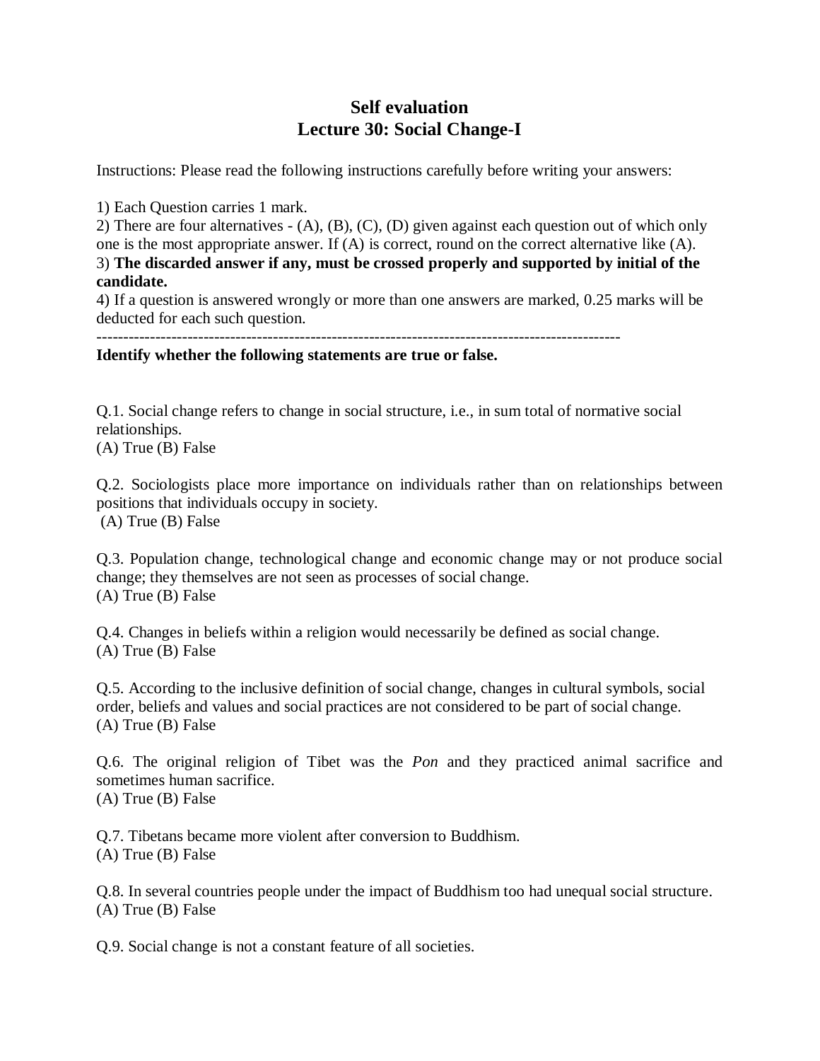# Self evaluation
## Lecture 30: Social Change-I

Instructions: Please read the following instructions carefully before writing your answers:

1) Each Question carries 1 mark.
2) There are four alternatives - (A), (B), (C), (D) given against each question out of which only one is the most appropriate answer. If (A) is correct, round on the correct alternative like (A).
3) **The discarded answer if any, must be crossed properly and supported by initial of the candidate.**
4) If a question is answered wrongly or more than one answers are marked, 0.25 marks will be deducted for each such question.

---

**Identify whether the following statements are true or false.**

Q.1. Social change refers to change in social structure, i.e., in sum total of normative social relationships.
(A) True (B) False

Q.2. Sociologists place more importance on individuals rather than on relationships between positions that individuals occupy in society.
(A) True (B) False

Q.3. Population change, technological change and economic change may or not produce social change; they themselves are not seen as processes of social change.
(A) True (B) False

Q.4. Changes in beliefs within a religion would necessarily be defined as social change.
(A) True (B) False

Q.5. According to the inclusive definition of social change, changes in cultural symbols, social order, beliefs and values and social practices are not considered to be part of social change.
(A) True (B) False

Q.6. The original religion of Tibet was the *Pon* and they practiced animal sacrifice and sometimes human sacrifice.
(A) True (B) False

Q.7. Tibetans became more violent after conversion to Buddhism.
(A) True (B) False

Q.8. In several countries people under the impact of Buddhism too had unequal social structure.
(A) True (B) False

Q.9. Social change is not a constant feature of all societies.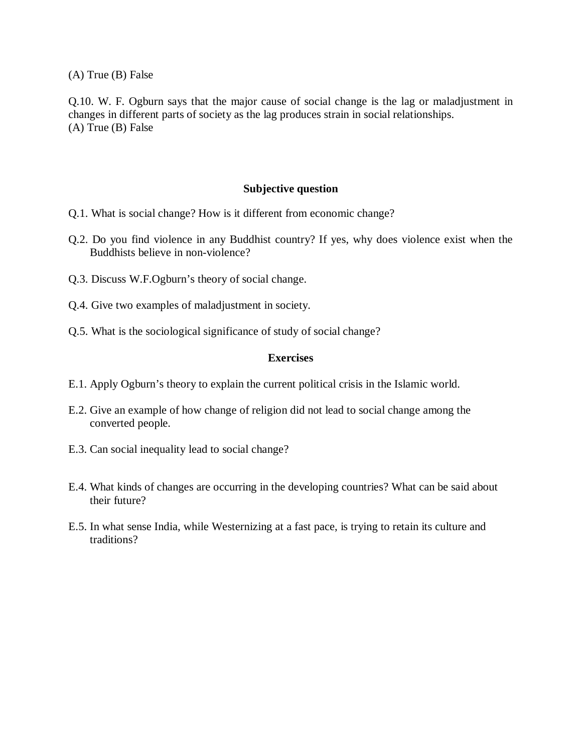(A) True (B) False

Q.10. W. F. Ogburn says that the major cause of social change is the lag or maladjustment in changes in different parts of society as the lag produces strain in social relationships.
(A) True (B) False

### Subjective question

Q.1. What is social change? How is it different from economic change?

Q.2. Do you find violence in any Buddhist country? If yes, why does violence exist when the Buddhists believe in non-violence?

Q.3. Discuss W.F.Ogburn's theory of social change.

Q.4. Give two examples of maladjustment in society.

Q.5. What is the sociological significance of study of social change?

### Exercises

E.1. Apply Ogburn's theory to explain the current political crisis in the Islamic world.

E.2. Give an example of how change of religion did not lead to social change among the converted people.

E.3. Can social inequality lead to social change?

E.4. What kinds of changes are occurring in the developing countries? What can be said about their future?

E.5. In what sense India, while Westernizing at a fast pace, is trying to retain its culture and traditions?